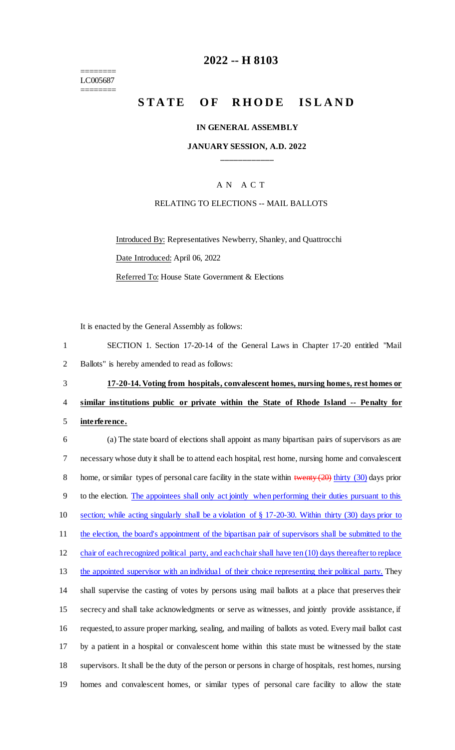========
LC005687
========

# 2022 -- H 8103

# STATE OF RHODE ISLAND

**IN GENERAL ASSEMBLY**

**JANUARY SESSION, A.D. 2022**

\_\_\_\_\_\_\_\_\_\_\_\_

A N A C T

RELATING TO ELECTIONS -- MAIL BALLOTS

Introduced By: Representatives Newberry, Shanley, and Quattrocchi

Date Introduced: April 06, 2022

Referred To: House State Government & Elections

It is enacted by the General Assembly as follows:

1 SECTION 1. Section 17-20-14 of the General Laws in Chapter 17-20 entitled "Mail
2 Ballots" is hereby amended to read as follows:

3 **17-20-14. Voting from hospitals, convalescent homes, nursing homes, rest homes or**
4 **similar institutions public or private within the State of Rhode Island -- Penalty for**
5 **interference.**

6 (a) The state board of elections shall appoint as many bipartisan pairs of supervisors as are
7 necessary whose duty it shall be to attend each hospital, rest home, nursing home and convalescent
8 home, or similar types of personal care facility in the state within ~~twenty (20)~~ thirty (30) days prior
9 to the election. The appointees shall only act jointly when performing their duties pursuant to this
10 section; while acting singularly shall be a violation of § 17-20-30. Within thirty (30) days prior to
11 the election, the board's appointment of the bipartisan pair of supervisors shall be submitted to the
12 chair of each recognized political party, and each chair shall have ten (10) days thereafter to replace
13 the appointed supervisor with an individual of their choice representing their political party. They
14 shall supervise the casting of votes by persons using mail ballots at a place that preserves their
15 secrecy and shall take acknowledgments or serve as witnesses, and jointly provide assistance, if
16 requested, to assure proper marking, sealing, and mailing of ballots as voted. Every mail ballot cast
17 by a patient in a hospital or convalescent home within this state must be witnessed by the state
18 supervisors. It shall be the duty of the person or persons in charge of hospitals, rest homes, nursing
19 homes and convalescent homes, or similar types of personal care facility to allow the state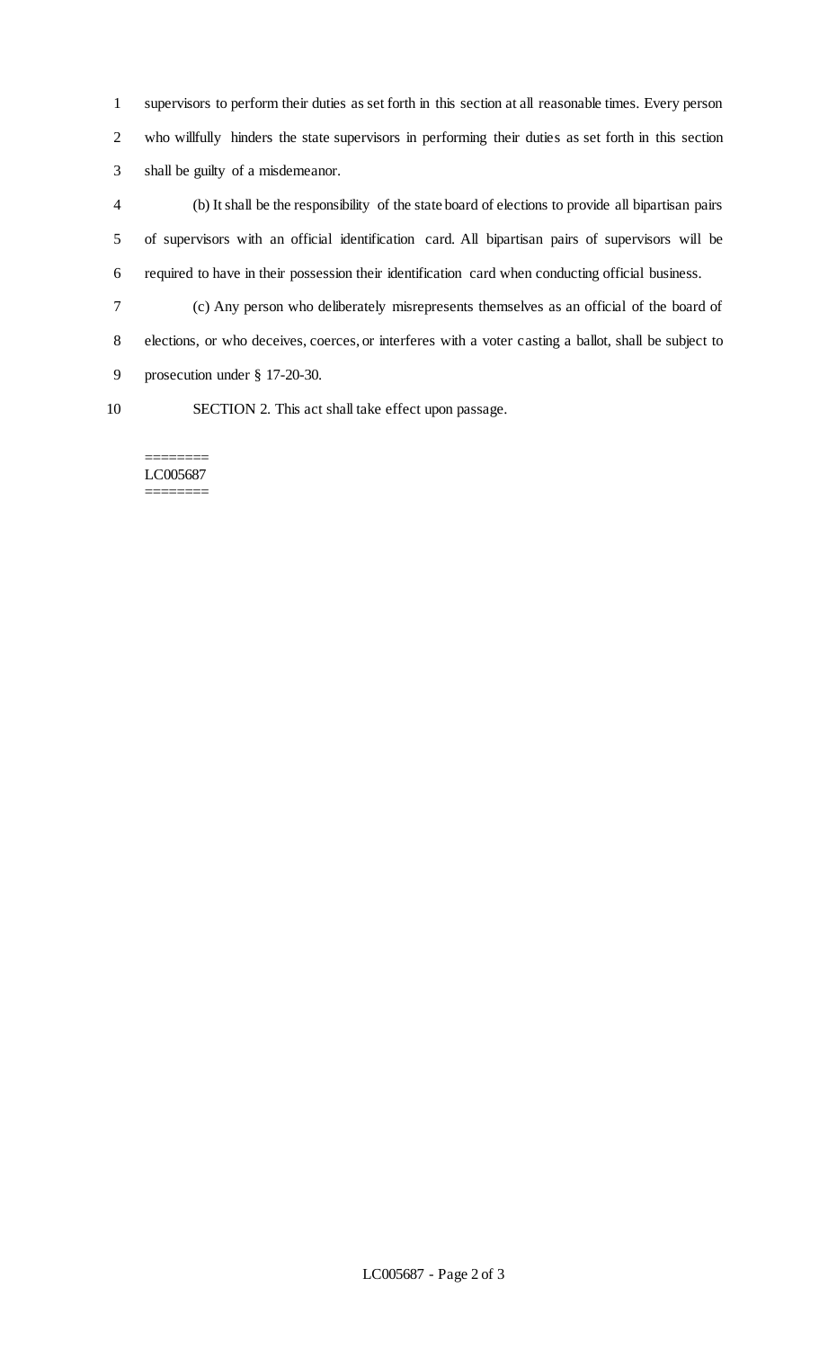supervisors to perform their duties as set forth in this section at all reasonable times. Every person who willfully hinders the state supervisors in performing their duties as set forth in this section shall be guilty of a misdemeanor.

(b) It shall be the responsibility of the state board of elections to provide all bipartisan pairs of supervisors with an official identification card. All bipartisan pairs of supervisors will be required to have in their possession their identification card when conducting official business.

(c) Any person who deliberately misrepresents themselves as an official of the board of elections, or who deceives, coerces, or interferes with a voter casting a ballot, shall be subject to prosecution under § 17-20-30.

SECTION 2. This act shall take effect upon passage.

========
LC005687
========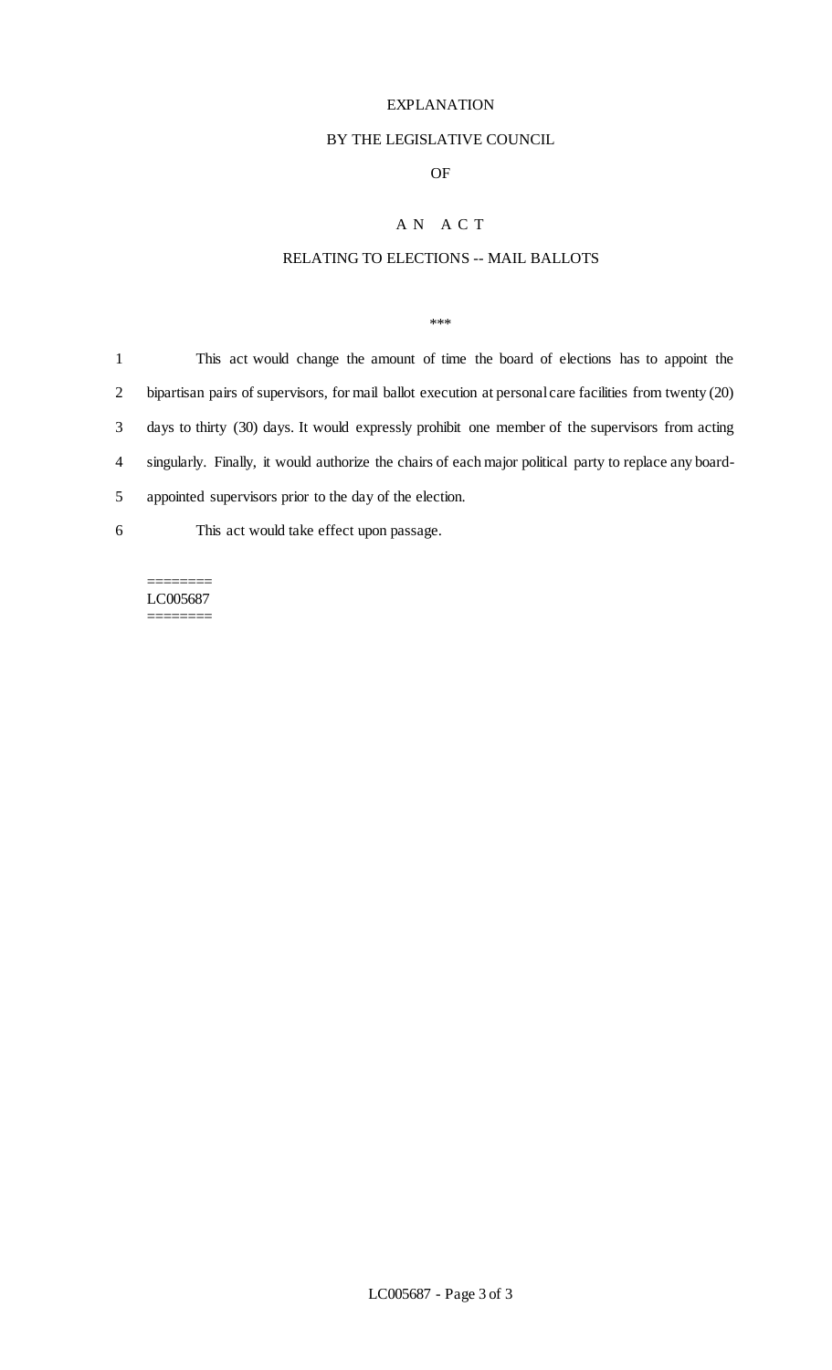EXPLANATION

BY THE LEGISLATIVE COUNCIL

OF

A N A C T

RELATING TO ELECTIONS -- MAIL BALLOTS

\*\*\*

1 This act would change the amount of time the board of elections has to appoint the
2 bipartisan pairs of supervisors, for mail ballot execution at personal care facilities from twenty (20)
3 days to thirty (30) days. It would expressly prohibit one member of the supervisors from acting
4 singularly. Finally, it would authorize the chairs of each major political party to replace any board-
5 appointed supervisors prior to the day of the election.
6 This act would take effect upon passage.

========
LC005687
========